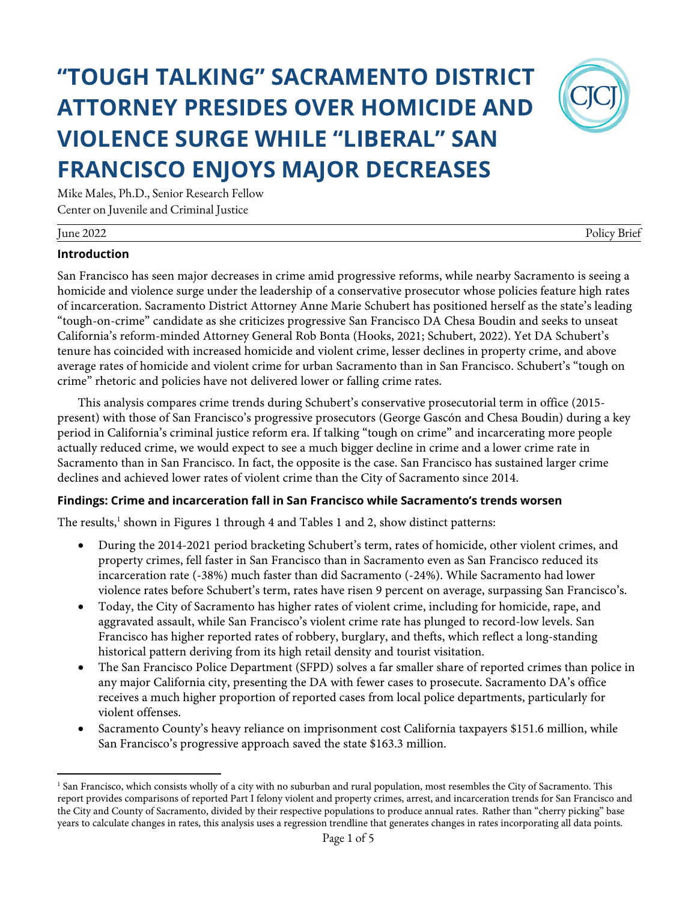# "TOUGH TALKING" SACRAMENTO DISTRICT ATTORNEY PRESIDES OVER HOMICIDE AND VIOLENCE SURGE WHILE "LIBERAL" SAN FRANCISCO ENJOYS MAJOR DECREASES

Mike Males, Ph.D., Senior Research Fellow
Center on Juvenile and Criminal Justice

June 2022 Policy Brief

## Introduction

San Francisco has seen major decreases in crime amid progressive reforms, while nearby Sacramento is seeing a homicide and violence surge under the leadership of a conservative prosecutor whose policies feature high rates of incarceration. Sacramento District Attorney Anne Marie Schubert has positioned herself as the state's leading "tough-on-crime" candidate as she criticizes progressive San Francisco DA Chesa Boudin and seeks to unseat California's reform-minded Attorney General Rob Bonta (Hooks, 2021; Schubert, 2022). Yet DA Schubert's tenure has coincided with increased homicide and violent crime, lesser declines in property crime, and above average rates of homicide and violent crime for urban Sacramento than in San Francisco. Schubert's "tough on crime" rhetoric and policies have not delivered lower or falling crime rates.

This analysis compares crime trends during Schubert's conservative prosecutorial term in office (2015-present) with those of San Francisco's progressive prosecutors (George Gascón and Chesa Boudin) during a key period in California's criminal justice reform era. If talking "tough on crime" and incarcerating more people actually reduced crime, we would expect to see a much bigger decline in crime and a lower crime rate in Sacramento than in San Francisco. In fact, the opposite is the case. San Francisco has sustained larger crime declines and achieved lower rates of violent crime than the City of Sacramento since 2014.

## Findings: Crime and incarceration fall in San Francisco while Sacramento's trends worsen

The results,[1] shown in Figures 1 through 4 and Tables 1 and 2, show distinct patterns:

- During the 2014-2021 period bracketing Schubert's term, rates of homicide, other violent crimes, and property crimes, fell faster in San Francisco than in Sacramento even as San Francisco reduced its incarceration rate (-38%) much faster than did Sacramento (-24%). While Sacramento had lower violence rates before Schubert's term, rates have risen 9 percent on average, surpassing San Francisco's.
- Today, the City of Sacramento has higher rates of violent crime, including for homicide, rape, and aggravated assault, while San Francisco's violent crime rate has plunged to record-low levels. San Francisco has higher reported rates of robbery, burglary, and thefts, which reflect a long-standing historical pattern deriving from its high retail density and tourist visitation.
- The San Francisco Police Department (SFPD) solves a far smaller share of reported crimes than police in any major California city, presenting the DA with fewer cases to prosecute. Sacramento DA's office receives a much higher proportion of reported cases from local police departments, particularly for violent offenses.
- Sacramento County's heavy reliance on imprisonment cost California taxpayers $151.6 million, while San Francisco's progressive approach saved the state $163.3 million.

---

[1] San Francisco, which consists wholly of a city with no suburban and rural population, most resembles the City of Sacramento. This report provides comparisons of reported Part I felony violent and property crimes, arrest, and incarceration trends for San Francisco and the City and County of Sacramento, divided by their respective populations to produce annual rates. Rather than "cherry picking" base years to calculate changes in rates, this analysis uses a regression trendline that generates changes in rates incorporating all data points.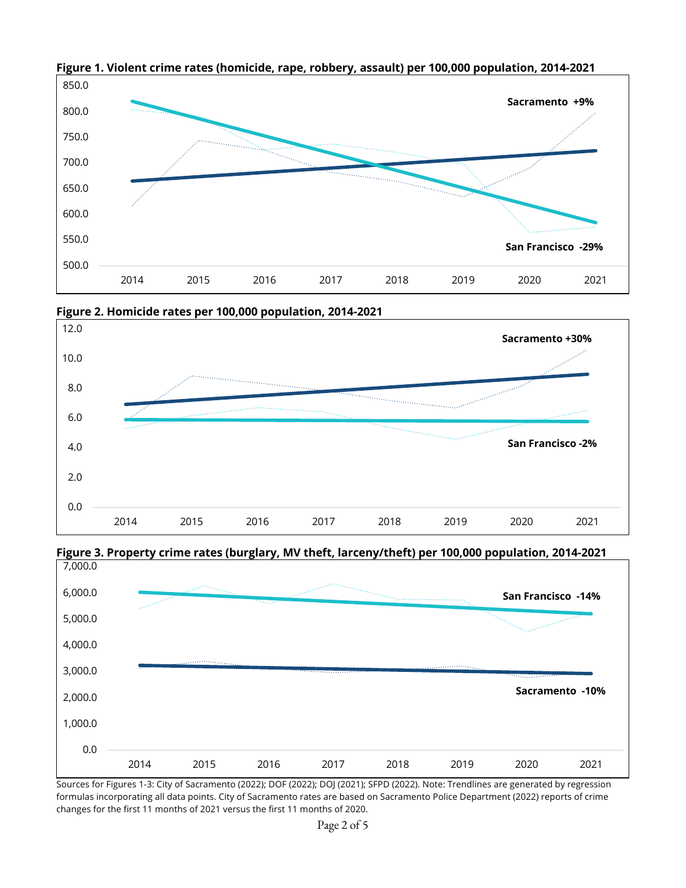**Figure 1. Violent crime rates (homicide, rape, robbery, assault) per 100,000 population, 2014-2021**

Sacramento +9%

San Francisco -29%

**Figure 2. Homicide rates per 100,000 population, 2014-2021**

Sacramento +30%

San Francisco -2%

**Figure 3. Property crime rates (burglary, MV theft, larceny/theft) per 100,000 population, 2014-2021**

San Francisco -14%

Sacramento -10%

Sources for Figures 1-3: City of Sacramento (2022); DOF (2022); DOJ (2021); SFPD (2022). Note: Trendlines are generated by regression formulas incorporating all data points. City of Sacramento rates are based on Sacramento Police Department (2022) reports of crime changes for the first 11 months of 2021 versus the first 11 months of 2020.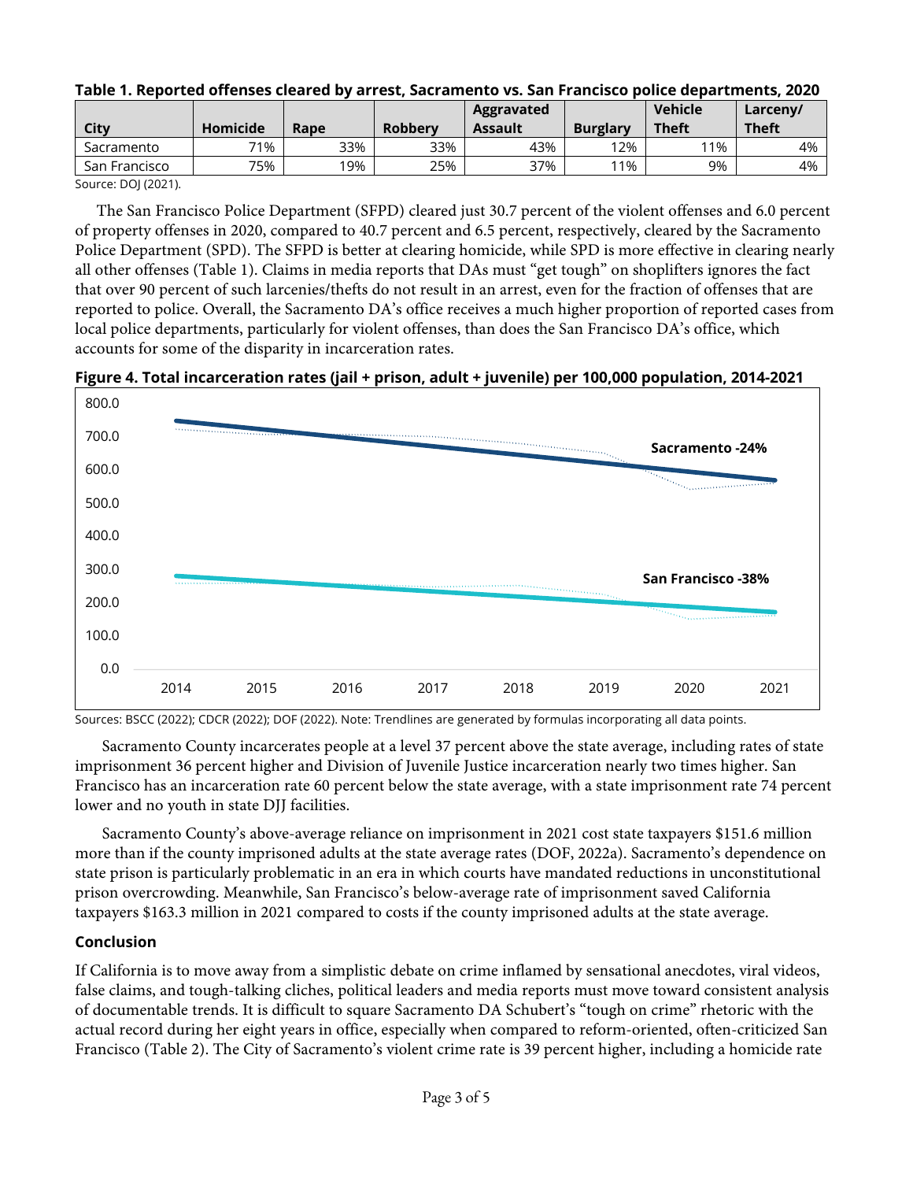**Table 1. Reported offenses cleared by arrest, Sacramento vs. San Francisco police departments, 2020**

| City | Homicide | Rape | Robbery | Aggravated Assault | Burglary | Vehicle Theft | Larceny/ Theft |
|---|---|---|---|---|---|---|---|
| Sacramento | 71% | 33% | 33% | 43% | 12% | 11% | 4% |
| San Francisco | 75% | 19% | 25% | 37% | 11% | 9% | 4% |

Source: DOJ (2021).

The San Francisco Police Department (SFPD) cleared just 30.7 percent of the violent offenses and 6.0 percent of property offenses in 2020, compared to 40.7 percent and 6.5 percent, respectively, cleared by the Sacramento Police Department (SPD). The SFPD is better at clearing homicide, while SPD is more effective in clearing nearly all other offenses (Table 1). Claims in media reports that DAs must "get tough" on shoplifters ignores the fact that over 90 percent of such larcenies/thefts do not result in an arrest, even for the fraction of offenses that are reported to police. Overall, the Sacramento DA's office receives a much higher proportion of reported cases from local police departments, particularly for violent offenses, than does the San Francisco DA's office, which accounts for some of the disparity in incarceration rates.

**Figure 4. Total incarceration rates (jail + prison, adult + juvenile) per 100,000 population, 2014-2021**

Sources: BSCC (2022); CDCR (2022); DOF (2022). Note: Trendlines are generated by formulas incorporating all data points.

Sacramento County incarcerates people at a level 37 percent above the state average, including rates of state imprisonment 36 percent higher and Division of Juvenile Justice incarceration nearly two times higher. San Francisco has an incarceration rate 60 percent below the state average, with a state imprisonment rate 74 percent lower and no youth in state DJJ facilities.

Sacramento County's above-average reliance on imprisonment in 2021 cost state taxpayers $151.6 million more than if the county imprisoned adults at the state average rates (DOF, 2022a). Sacramento's dependence on state prison is particularly problematic in an era in which courts have mandated reductions in unconstitutional prison overcrowding. Meanwhile, San Francisco's below-average rate of imprisonment saved California taxpayers $163.3 million in 2021 compared to costs if the county imprisoned adults at the state average.

## Conclusion

If California is to move away from a simplistic debate on crime inflamed by sensational anecdotes, viral videos, false claims, and tough-talking cliches, political leaders and media reports must move toward consistent analysis of documentable trends. It is difficult to square Sacramento DA Schubert's "tough on crime" rhetoric with the actual record during her eight years in office, especially when compared to reform-oriented, often-criticized San Francisco (Table 2). The City of Sacramento's violent crime rate is 39 percent higher, including a homicide rate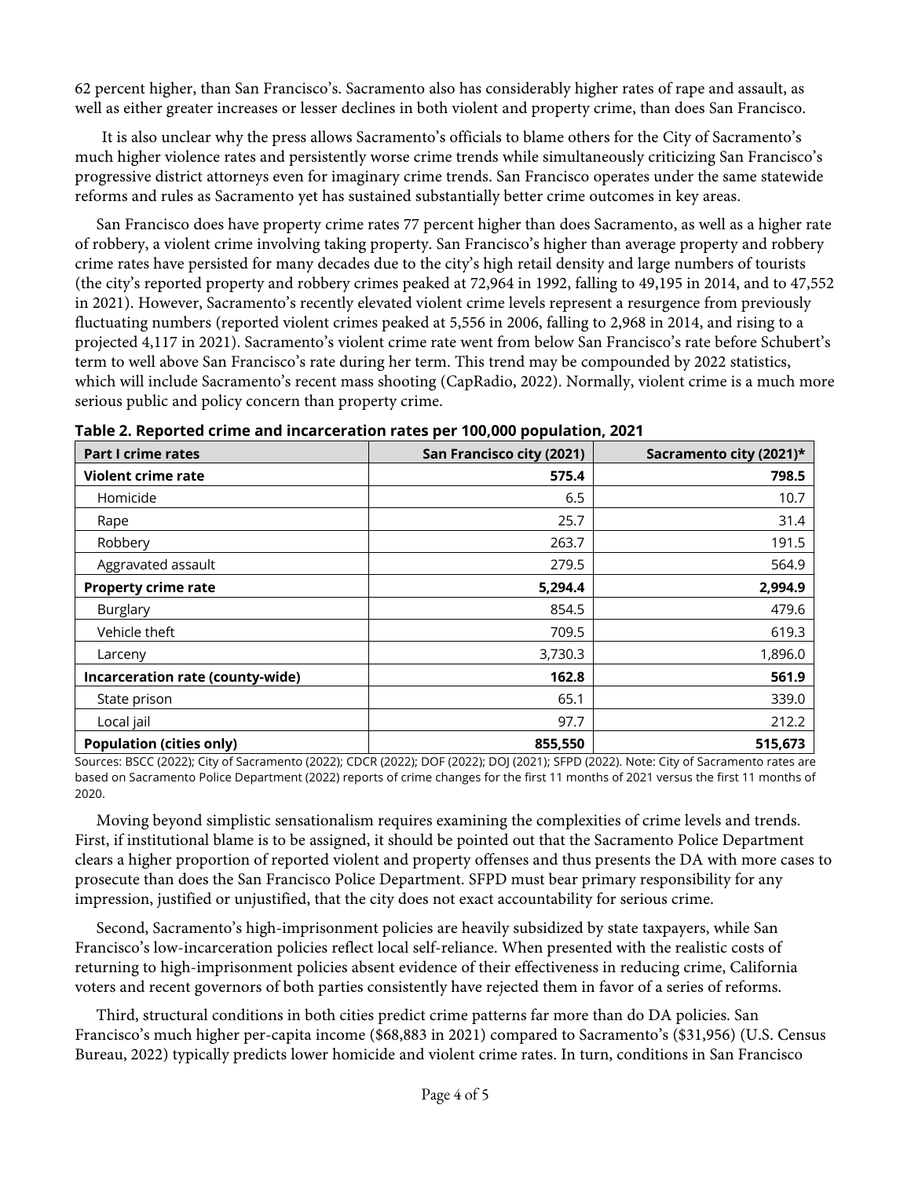62 percent higher, than San Francisco's. Sacramento also has considerably higher rates of rape and assault, as well as either greater increases or lesser declines in both violent and property crime, than does San Francisco.

It is also unclear why the press allows Sacramento's officials to blame others for the City of Sacramento's much higher violence rates and persistently worse crime trends while simultaneously criticizing San Francisco's progressive district attorneys even for imaginary crime trends. San Francisco operates under the same statewide reforms and rules as Sacramento yet has sustained substantially better crime outcomes in key areas.

San Francisco does have property crime rates 77 percent higher than does Sacramento, as well as a higher rate of robbery, a violent crime involving taking property. San Francisco's higher than average property and robbery crime rates have persisted for many decades due to the city's high retail density and large numbers of tourists (the city's reported property and robbery crimes peaked at 72,964 in 1992, falling to 49,195 in 2014, and to 47,552 in 2021). However, Sacramento's recently elevated violent crime levels represent a resurgence from previously fluctuating numbers (reported violent crimes peaked at 5,556 in 2006, falling to 2,968 in 2014, and rising to a projected 4,117 in 2021). Sacramento's violent crime rate went from below San Francisco's rate before Schubert's term to well above San Francisco's rate during her term. This trend may be compounded by 2022 statistics, which will include Sacramento's recent mass shooting (CapRadio, 2022). Normally, violent crime is a much more serious public and policy concern than property crime.

**Table 2. Reported crime and incarceration rates per 100,000 population, 2021**

| Part I crime rates | San Francisco city (2021) | Sacramento city (2021)* |
|---|---|---|
| **Violent crime rate** | **575.4** | **798.5** |
| Homicide | 6.5 | 10.7 |
| Rape | 25.7 | 31.4 |
| Robbery | 263.7 | 191.5 |
| Aggravated assault | 279.5 | 564.9 |
| **Property crime rate** | **5,294.4** | **2,994.9** |
| Burglary | 854.5 | 479.6 |
| Vehicle theft | 709.5 | 619.3 |
| Larceny | 3,730.3 | 1,896.0 |
| **Incarceration rate (county-wide)** | **162.8** | **561.9** |
| State prison | 65.1 | 339.0 |
| Local jail | 97.7 | 212.2 |
| **Population (cities only)** | **855,550** | **515,673** |

Sources: BSCC (2022); City of Sacramento (2022); CDCR (2022); DOF (2022); DOJ (2021); SFPD (2022). Note: City of Sacramento rates are based on Sacramento Police Department (2022) reports of crime changes for the first 11 months of 2021 versus the first 11 months of 2020.

Moving beyond simplistic sensationalism requires examining the complexities of crime levels and trends. First, if institutional blame is to be assigned, it should be pointed out that the Sacramento Police Department clears a higher proportion of reported violent and property offenses and thus presents the DA with more cases to prosecute than does the San Francisco Police Department. SFPD must bear primary responsibility for any impression, justified or unjustified, that the city does not exact accountability for serious crime.

Second, Sacramento's high-imprisonment policies are heavily subsidized by state taxpayers, while San Francisco's low-incarceration policies reflect local self-reliance. When presented with the realistic costs of returning to high-imprisonment policies absent evidence of their effectiveness in reducing crime, California voters and recent governors of both parties consistently have rejected them in favor of a series of reforms.

Third, structural conditions in both cities predict crime patterns far more than do DA policies. San Francisco's much higher per-capita income ($68,883 in 2021) compared to Sacramento's ($31,956) (U.S. Census Bureau, 2022) typically predicts lower homicide and violent crime rates. In turn, conditions in San Francisco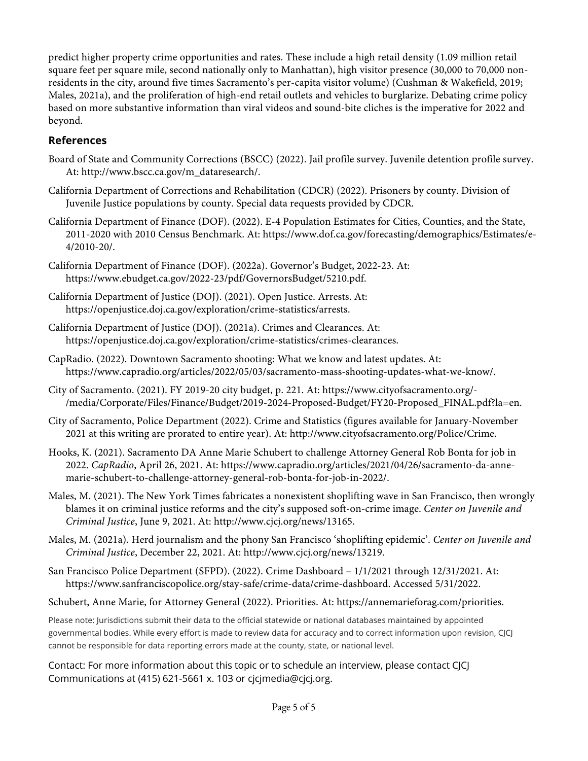predict higher property crime opportunities and rates. These include a high retail density (1.09 million retail square feet per square mile, second nationally only to Manhattan), high visitor presence (30,000 to 70,000 non-residents in the city, around five times Sacramento's per-capita visitor volume) (Cushman & Wakefield, 2019; Males, 2021a), and the proliferation of high-end retail outlets and vehicles to burglarize. Debating crime policy based on more substantive information than viral videos and sound-bite cliches is the imperative for 2022 and beyond.

## References

Board of State and Community Corrections (BSCC) (2022). Jail profile survey. Juvenile detention profile survey. At: http://www.bscc.ca.gov/m_dataresearch/.

California Department of Corrections and Rehabilitation (CDCR) (2022). Prisoners by county. Division of Juvenile Justice populations by county. Special data requests provided by CDCR.

California Department of Finance (DOF). (2022). E-4 Population Estimates for Cities, Counties, and the State, 2011-2020 with 2010 Census Benchmark. At: https://www.dof.ca.gov/forecasting/demographics/Estimates/e-4/2010-20/.

California Department of Finance (DOF). (2022a). Governor's Budget, 2022-23. At: https://www.ebudget.ca.gov/2022-23/pdf/GovernorsBudget/5210.pdf.

California Department of Justice (DOJ). (2021). Open Justice. Arrests. At: https://openjustice.doj.ca.gov/exploration/crime-statistics/arrests.

California Department of Justice (DOJ). (2021a). Crimes and Clearances. At: https://openjustice.doj.ca.gov/exploration/crime-statistics/crimes-clearances.

CapRadio. (2022). Downtown Sacramento shooting: What we know and latest updates. At: https://www.capradio.org/articles/2022/05/03/sacramento-mass-shooting-updates-what-we-know/.

City of Sacramento. (2021). FY 2019-20 city budget, p. 221. At: https://www.cityofsacramento.org/-/media/Corporate/Files/Finance/Budget/2019-2024-Proposed-Budget/FY20-Proposed_FINAL.pdf?la=en.

City of Sacramento, Police Department (2022). Crime and Statistics (figures available for January-November 2021 at this writing are prorated to entire year). At: http://www.cityofsacramento.org/Police/Crime.

Hooks, K. (2021). Sacramento DA Anne Marie Schubert to challenge Attorney General Rob Bonta for job in 2022. *CapRadio*, April 26, 2021. At: https://www.capradio.org/articles/2021/04/26/sacramento-da-anne-marie-schubert-to-challenge-attorney-general-rob-bonta-for-job-in-2022/.

Males, M. (2021). The New York Times fabricates a nonexistent shoplifting wave in San Francisco, then wrongly blames it on criminal justice reforms and the city's supposed soft-on-crime image. *Center on Juvenile and Criminal Justice*, June 9, 2021. At: http://www.cjcj.org/news/13165.

Males, M. (2021a). Herd journalism and the phony San Francisco 'shoplifting epidemic'. *Center on Juvenile and Criminal Justice*, December 22, 2021. At: http://www.cjcj.org/news/13219.

San Francisco Police Department (SFPD). (2022). Crime Dashboard – 1/1/2021 through 12/31/2021. At: https://www.sanfranciscopolice.org/stay-safe/crime-data/crime-dashboard. Accessed 5/31/2022.

Schubert, Anne Marie, for Attorney General (2022). Priorities. At: https://annemarieforag.com/priorities.

Please note: Jurisdictions submit their data to the official statewide or national databases maintained by appointed governmental bodies. While every effort is made to review data for accuracy and to correct information upon revision, CJCJ cannot be responsible for data reporting errors made at the county, state, or national level.

Contact: For more information about this topic or to schedule an interview, please contact CJCJ Communications at (415) 621-5661 x. 103 or cjcjmedia@cjcj.org.